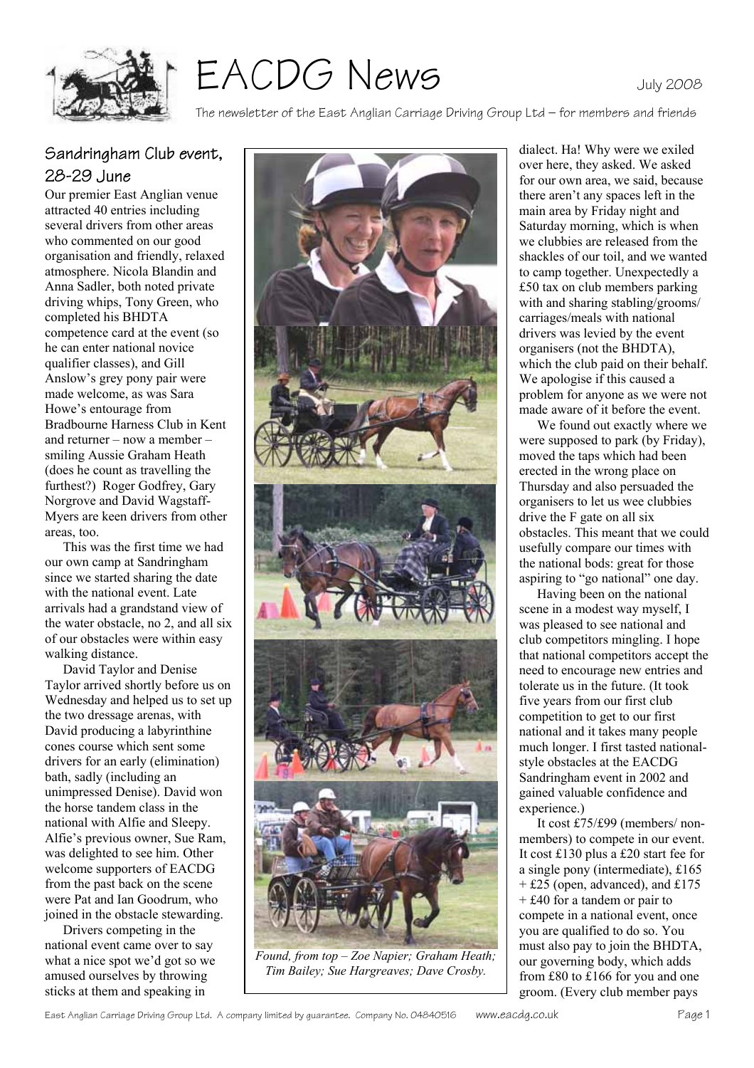# EACDG News

July 2008

The newsletter of the East Anglian Carriage Driving Group Ltd – for members and friends

## Sandringham Club event, 28-29 June

Our premier East Anglian venue attracted 40 entries including several drivers from other areas who commented on our good organisation and friendly, relaxed atmosphere. Nicola Blandin and Anna Sadler, both noted private driving whips, Tony Green, who completed his BHDTA competence card at the event (so he can enter national novice qualifier classes), and Gill Anslow's grey pony pair were made welcome, as was Sara Howe's entourage from Bradbourne Harness Club in Kent and returner – now a member – smiling Aussie Graham Heath (does he count as travelling the furthest?) Roger Godfrey, Gary Norgrove and David Wagstaff-Myers are keen drivers from other areas, too.

This was the first time we had our own camp at Sandringham since we started sharing the date with the national event. Late arrivals had a grandstand view of the water obstacle, no 2, and all six of our obstacles were within easy walking distance.

David Taylor and Denise Taylor arrived shortly before us on Wednesday and helped us to set up the two dressage arenas, with David producing a labyrinthine cones course which sent some drivers for an early (elimination) bath, sadly (including an unimpressed Denise). David won the horse tandem class in the national with Alfie and Sleepy. Alfie's previous owner, Sue Ram, was delighted to see him. Other welcome supporters of EACDG from the past back on the scene were Pat and Ian Goodrum, who joined in the obstacle stewarding.

Drivers competing in the national event came over to say what a nice spot we'd got so we amused ourselves by throwing sticks at them and speaking in dialect. Ha! Why were we exiled over here, they asked. We asked for our own area, we said, because there aren't any spaces left in the main area by Friday night and Saturday morning, which is when we clubbies are released from the shackles of our toil, and we wanted to camp together. Unexpectedly a £50 tax on club members parking with and sharing stabling/grooms/carriages/meals with national drivers was levied by the event organisers (not the BHDTA), which the club paid on their behalf. We apologise if this caused a problem for anyone as we were not made aware of it before the event.

We found out exactly where we were supposed to park (by Friday), moved the taps which had been erected in the wrong place on Thursday and also persuaded the organisers to let us wee clubbies drive the F gate on all six obstacles. This meant that we could usefully compare our times with the national bods: great for those aspiring to "go national" one day.

Having been on the national scene in a modest way myself, I was pleased to see national and club competitors mingling. I hope that national competitors accept the need to encourage new entries and tolerate us in the future. (It took five years from our first club competition to get to our first national and it takes many people much longer. I first tasted national-style obstacles at the EACDG Sandringham event in 2002 and gained valuable confidence and experience.)

It cost £75/£99 (members/non-members) to compete in our event. It cost £130 plus a £20 start fee for a single pony (intermediate), £165 + £25 (open, advanced), and £175 + £40 for a tandem or pair to compete in a national event, once you are qualified to do so. You must also pay to join the BHDTA, our governing body, which adds from £80 to £166 for you and one groom. (Every club member pays

*Found, from top – Zoe Napier; Graham Heath; Tim Bailey; Sue Hargreaves; Dave Crosby.*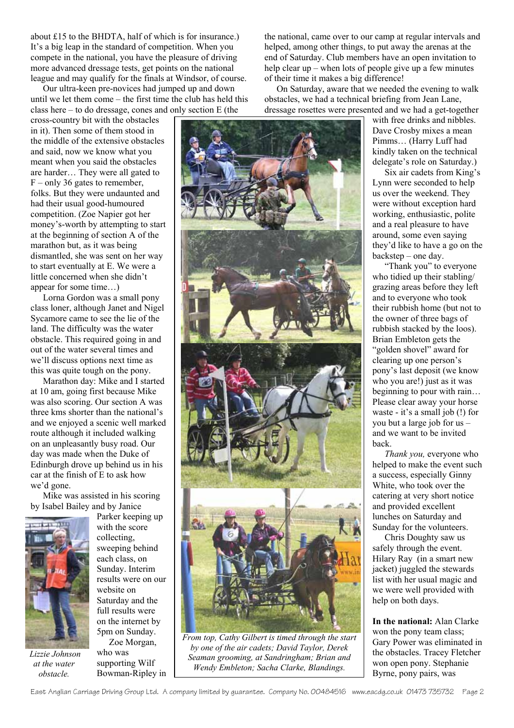about £15 to the BHDTA, half of which is for insurance.) It's a big leap in the standard of competition. When you compete in the national, you have the pleasure of driving more advanced dressage tests, get points on the national league and may qualify for the finals at Windsor, of course.

Our ultra-keen pre-novices had jumped up and down until we let them come – the first time the club has held this class here – to do dressage, cones and only section E (the cross-country bit with the obstacles in it). Then some of them stood in the middle of the extensive obstacles and said, now we know what you meant when you said the obstacles are harder… They were all gated to F – only 36 gates to remember, folks. But they were undaunted and had their usual good-humoured competition. (Zoe Napier got her money's-worth by attempting to start at the beginning of section A of the marathon but, as it was being dismantled, she was sent on her way to start eventually at E. We were a little concerned when she didn't appear for some time…)

Lorna Gordon was a small pony class loner, although Janet and Nigel Sycamore came to see the lie of the land. The difficulty was the water obstacle. This required going in and out of the water several times and we'll discuss options next time as this was quite tough on the pony.

Marathon day: Mike and I started at 10 am, going first because Mike was also scoring. Our section A was three kms shorter than the national's and we enjoyed a scenic well marked route although it included walking on an unpleasantly busy road. Our day was made when the Duke of Edinburgh drove up behind us in his car at the finish of E to ask how we'd gone.

Mike was assisted in his scoring by Isabel Bailey and by Janice Parker keeping up with the score collecting, sweeping behind each class, on Sunday. Interim results were on our website on Saturday and the full results were on the internet by 5pm on Sunday.

*Lizzie Johnson at the water obstacle.*

Zoe Morgan, who was supporting Wilf Bowman-Ripley in the national, came over to our camp at regular intervals and helped, among other things, to put away the arenas at the end of Saturday. Club members have an open invitation to help clear up – when lots of people give up a few minutes of their time it makes a big difference!

On Saturday, aware that we needed the evening to walk obstacles, we had a technical briefing from Jean Lane, dressage rosettes were presented and we had a get-together with free drinks and nibbles. Dave Crosby mixes a mean Pimms… (Harry Luff had kindly taken on the technical delegate's role on Saturday.)

Six air cadets from King's Lynn were seconded to help us over the weekend. They were without exception hard working, enthusiastic, polite and a real pleasure to have around, some even saying they'd like to have a go on the backstep – one day.

"Thank you" to everyone who tidied up their stabling/ grazing areas before they left and to everyone who took their rubbish home (but not to the owner of three bags of rubbish stacked by the loos). Brian Embleton gets the "golden shovel" award for clearing up one person's pony's last deposit (we know who you are!) just as it was beginning to pour with rain… Please clear away your horse waste - it's a small job (!) for you but a large job for us – and we want to be invited back.

*Thank you,* everyone who helped to make the event such a success, especially Ginny White, who took over the catering at very short notice and provided excellent lunches on Saturday and Sunday for the volunteers.

Chris Doughty saw us safely through the event. Hilary Ray (in a smart new jacket) juggled the stewards list with her usual magic and we were well provided with help on both days.

*From top, Cathy Gilbert is timed through the start by one of the air cadets; David Taylor, Derek Seaman grooming, at Sandringham; Brian and Wendy Embleton; Sacha Clarke, Blandings.*

**In the national:** Alan Clarke won the pony team class; Gary Power was eliminated in the obstacles. Tracey Fletcher won open pony. Stephanie Byrne, pony pairs, was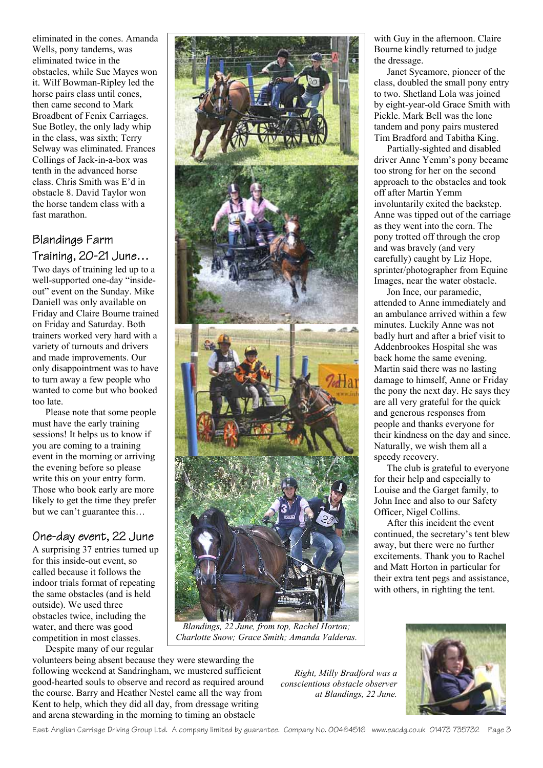eliminated in the cones. Amanda Wells, pony tandems, was eliminated twice in the obstacles, while Sue Mayes won it. Wilf Bowman-Ripley led the horse pairs class until cones, then came second to Mark Broadbent of Fenix Carriages. Sue Botley, the only lady whip in the class, was sixth; Terry Selway was eliminated. Frances Collings of Jack-in-a-box was tenth in the advanced horse class. Chris Smith was E'd in obstacle 8. David Taylor won the horse tandem class with a fast marathon.

## Blandings Farm Training, 20-21 June…

Two days of training led up to a well-supported one-day "inside-out" event on the Sunday. Mike Daniell was only available on Friday and Claire Bourne trained on Friday and Saturday. Both trainers worked very hard with a variety of turnouts and drivers and made improvements. Our only disappointment was to have to turn away a few people who wanted to come but who booked too late.

Please note that some people must have the early training sessions! It helps us to know if you are coming to a training event in the morning or arriving the evening before so please write this on your entry form. Those who book early are more likely to get the time they prefer but we can't guarantee this…

## One-day event, 22 June

A surprising 37 entries turned up for this inside-out event, so called because it follows the indoor trials format of repeating the same obstacles (and is held outside). We used three obstacles twice, including the water, and there was good competition in most classes.

Despite many of our regular volunteers being absent because they were stewarding the following weekend at Sandringham, we mustered sufficient good-hearted souls to observe and record as required around the course. Barry and Heather Nestel came all the way from Kent to help, which they did all day, from dressage writing and arena stewarding in the morning to timing an obstacle with Guy in the afternoon. Claire Bourne kindly returned to judge the dressage.

Janet Sycamore, pioneer of the class, doubled the small pony entry to two. Shetland Lola was joined by eight-year-old Grace Smith with Pickle. Mark Bell was the lone tandem and pony pairs mustered Tim Bradford and Tabitha King.

Partially-sighted and disabled driver Anne Yemm's pony became too strong for her on the second approach to the obstacles and took off after Martin Yemm involuntarily exited the backstep. Anne was tipped out of the carriage as they went into the corn. The pony trotted off through the crop and was bravely (and very carefully) caught by Liz Hope, sprinter/photographer from Equine Images, near the water obstacle.

Jon Ince, our paramedic, attended to Anne immediately and an ambulance arrived within a few minutes. Luckily Anne was not badly hurt and after a brief visit to Addenbrookes Hospital she was back home the same evening. Martin said there was no lasting damage to himself, Anne or Friday the pony the next day. He says they are all very grateful for the quick and generous responses from people and thanks everyone for their kindness on the day and since. Naturally, we wish them all a speedy recovery.

The club is grateful to everyone for their help and especially to Louise and the Garget family, to John Ince and also to our Safety Officer, Nigel Collins.

After this incident the event continued, the secretary's tent blew away, but there were no further excitements. Thank you to Rachel and Matt Horton in particular for their extra tent pegs and assistance, with others, in righting the tent.

*Blandings, 22 June, from top, Rachel Horton; Charlotte Snow; Grace Smith; Amanda Valderas.*

*Right, Milly Bradford was a conscientious obstacle observer at Blandings, 22 June.*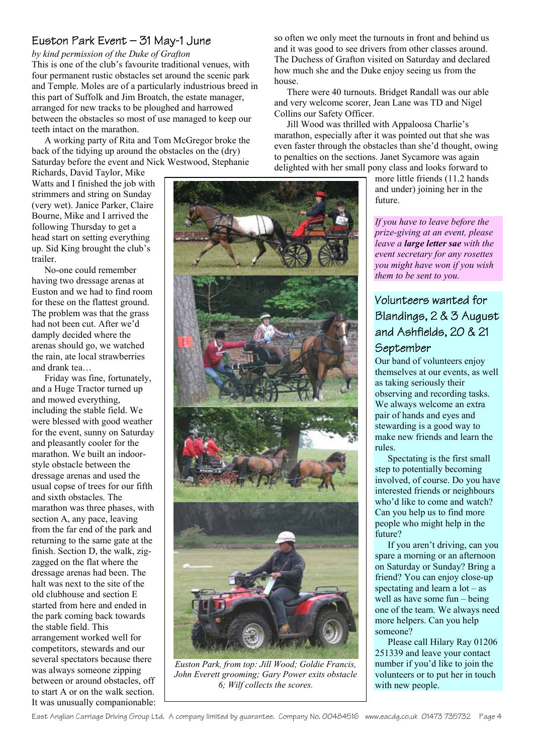## Euston Park Event – 31 May-1 June

*by kind permission of the Duke of Grafton*

This is one of the club's favourite traditional venues, with four permanent rustic obstacles set around the scenic park and Temple. Moles are of a particularly industrious breed in this part of Suffolk and Jim Broatch, the estate manager, arranged for new tracks to be ploughed and harrowed between the obstacles so most of use managed to keep our teeth intact on the marathon.

A working party of Rita and Tom McGregor broke the back of the tidying up around the obstacles on the (dry) Saturday before the event and Nick Westwood, Stephanie Richards, David Taylor, Mike Watts and I finished the job with strimmers and string on Sunday (very wet). Janice Parker, Claire Bourne, Mike and I arrived the following Thursday to get a head start on setting everything up. Sid King brought the club's trailer.

No-one could remember having two dressage arenas at Euston and we had to find room for these on the flattest ground. The problem was that the grass had not been cut. After we'd damply decided where the arenas should go, we watched the rain, ate local strawberries and drank tea…

Friday was fine, fortunately, and a Huge Tractor turned up and mowed everything, including the stable field. We were blessed with good weather for the event, sunny on Saturday and pleasantly cooler for the marathon. We built an indoor-style obstacle between the dressage arenas and used the usual copse of trees for our fifth and sixth obstacles. The marathon was three phases, with section A, any pace, leaving from the far end of the park and returning to the same gate at the finish. Section D, the walk, zig-zagged on the flat where the dressage arenas had been. The halt was next to the site of the old clubhouse and section E started from here and ended in the park coming back towards the stable field. This arrangement worked well for competitors, stewards and our several spectators because there was always someone zipping between or around obstacles, off to start A or on the walk section. It was unusually companionable: so often we only meet the turnouts in front and behind us and it was good to see drivers from other classes around. The Duchess of Grafton visited on Saturday and declared how much she and the Duke enjoy seeing us from the house.

There were 40 turnouts. Bridget Randall was our able and very welcome scorer, Jean Lane was TD and Nigel Collins our Safety Officer.

Jill Wood was thrilled with Appaloosa Charlie's marathon, especially after it was pointed out that she was even faster through the obstacles than she'd thought, owing to penalties on the sections. Janet Sycamore was again delighted with her small pony class and looks forward to more little friends (11.2 hands and under) joining her in the future.

*Euston Park, from top: Jill Wood; Goldie Francis, John Everett grooming; Gary Power exits obstacle 6; Wilf collects the scores.*

*If you have to leave before the prize-giving at an event, please leave a **large letter sae** with the event secretary for any rosettes you might have won if you wish them to be sent to you.*

## Volunteers wanted for Blandings, 2 & 3 August and Ashfields, 20 & 21 September

Our band of volunteers enjoy themselves at our events, as well as taking seriously their observing and recording tasks. We always welcome an extra pair of hands and eyes and stewarding is a good way to make new friends and learn the rules.

Spectating is the first small step to potentially becoming involved, of course. Do you have interested friends or neighbours who'd like to come and watch? Can you help us to find more people who might help in the future?

If you aren't driving, can you spare a morning or an afternoon on Saturday or Sunday? Bring a friend? You can enjoy close-up spectating and learn a lot – as well as have some fun – being one of the team. We always need more helpers. Can you help someone?

Please call Hilary Ray 01206 251339 and leave your contact number if you'd like to join the volunteers or to put her in touch with new people.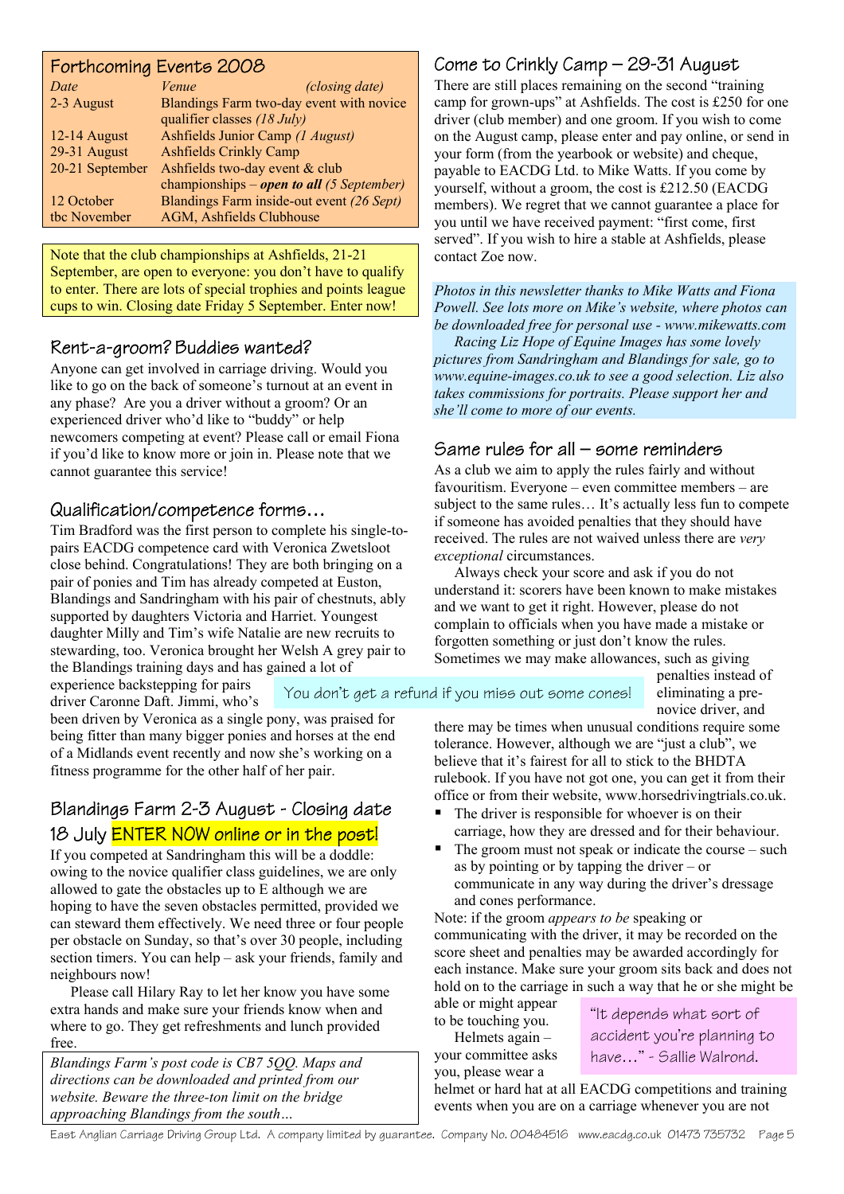## Forthcoming Events 2008

| *Date* | *Venue* *(closing date)* |
|---|---|
| 2-3 August | Blandings Farm two-day event with novice qualifier classes *(18 July)* |
| 12-14 August | Ashfields Junior Camp *(1 August)* |
| 29-31 August | Ashfields Crinkly Camp |
| 20-21 September | Ashfields two-day event & club championships – ***open to all*** *(5 September)* |
| 12 October | Blandings Farm inside-out event *(26 Sept)* |
| tbc November | AGM, Ashfields Clubhouse |

Note that the club championships at Ashfields, 21-21 September, are open to everyone: you don't have to qualify to enter. There are lots of special trophies and points league cups to win. Closing date Friday 5 September. Enter now!

## Rent-a-groom? Buddies wanted?

Anyone can get involved in carriage driving. Would you like to go on the back of someone's turnout at an event in any phase? Are you a driver without a groom? Or an experienced driver who'd like to "buddy" or help newcomers competing at event? Please call or email Fiona if you'd like to know more or join in. Please note that we cannot guarantee this service!

## Qualification/competence forms…

Tim Bradford was the first person to complete his single-to-pairs EACDG competence card with Veronica Zwetsloot close behind. Congratulations! They are both bringing on a pair of ponies and Tim has already competed at Euston, Blandings and Sandringham with his pair of chestnuts, ably supported by daughters Victoria and Harriet. Youngest daughter Milly and Tim's wife Natalie are new recruits to stewarding, too. Veronica brought her Welsh A grey pair to the Blandings training days and has gained a lot of experience backstepping for pairs driver Caronne Daft. Jimmi, who's been driven by Veronica as a single pony, was praised for being fitter than many bigger ponies and horses at the end of a Midlands event recently and now she's working on a fitness programme for the other half of her pair.

## Blandings Farm 2-3 August - Closing date 18 July ENTER NOW online or in the post!

If you competed at Sandringham this will be a doddle: owing to the novice qualifier class guidelines, we are only allowed to gate the obstacles up to E although we are hoping to have the seven obstacles permitted, provided we can steward them effectively. We need three or four people per obstacle on Sunday, so that's over 30 people, including section timers. You can help – ask your friends, family and neighbours now!

Please call Hilary Ray to let her know you have some extra hands and make sure your friends know when and where to go. They get refreshments and lunch provided free.

*Blandings Farm's post code is CB7 5QQ. Maps and directions can be downloaded and printed from our website. Beware the three-ton limit on the bridge approaching Blandings from the south…*

## Come to Crinkly Camp – 29-31 August

There are still places remaining on the second "training camp for grown-ups" at Ashfields. The cost is £250 for one driver (club member) and one groom. If you wish to come on the August camp, please enter and pay online, or send in your form (from the yearbook or website) and cheque, payable to EACDG Ltd. to Mike Watts. If you come by yourself, without a groom, the cost is £212.50 (EACDG members). We regret that we cannot guarantee a place for you until we have received payment: "first come, first served". If you wish to hire a stable at Ashfields, please contact Zoe now.

*Photos in this newsletter thanks to Mike Watts and Fiona Powell. See lots more on Mike's website, where photos can be downloaded free for personal use - www.mikewatts.com*

*Racing Liz Hope of Equine Images has some lovely pictures from Sandringham and Blandings for sale, go to www.equine-images.co.uk to see a good selection. Liz also takes commissions for portraits. Please support her and she'll come to more of our events.*

## Same rules for all – some reminders

As a club we aim to apply the rules fairly and without favouritism. Everyone – even committee members – are subject to the same rules… It's actually less fun to compete if someone has avoided penalties that they should have received. The rules are not waived unless there are *very exceptional* circumstances.

Always check your score and ask if you do not understand it: scorers have been known to make mistakes and we want to get it right. However, please do not complain to officials when you have made a mistake or forgotten something or just don't know the rules. Sometimes we may make allowances, such as giving penalties instead of eliminating a pre-novice driver, and there may be times when unusual conditions require some tolerance. However, although we are "just a club", we believe that it's fairest for all to stick to the BHDTA rulebook. If you have not got one, you can get it from their office or from their website, www.horsedrivingtrials.co.uk.

You don't get a refund if you miss out some cones!

- The driver is responsible for whoever is on their carriage, how they are dressed and for their behaviour.
- The groom must not speak or indicate the course – such as by pointing or by tapping the driver – or communicate in any way during the driver's dressage and cones performance.

Note: if the groom *appears to be* speaking or communicating with the driver, it may be recorded on the score sheet and penalties may be awarded accordingly for each instance. Make sure your groom sits back and does not hold on to the carriage in such a way that he or she might be able or might appear to be touching you.

"It depends what sort of accident you're planning to have…" - Sallie Walrond.

Helmets again – your committee asks you, please wear a helmet or hard hat at all EACDG competitions and training events when you are on a carriage whenever you are not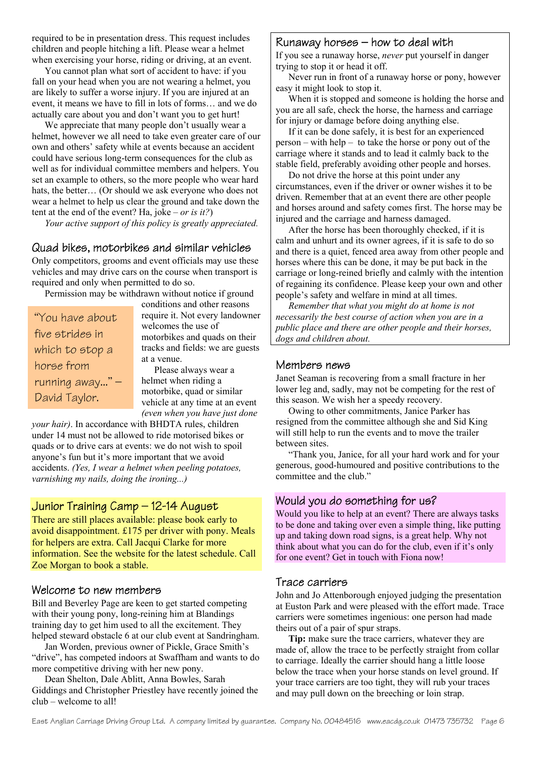required to be in presentation dress. This request includes children and people hitching a lift. Please wear a helmet when exercising your horse, riding or driving, at an event.

You cannot plan what sort of accident to have: if you fall on your head when you are not wearing a helmet, you are likely to suffer a worse injury. If you are injured at an event, it means we have to fill in lots of forms… and we do actually care about you and don't want you to get hurt!

We appreciate that many people don't usually wear a helmet, however we all need to take even greater care of our own and others' safety while at events because an accident could have serious long-term consequences for the club as well as for individual committee members and helpers. You set an example to others, so the more people who wear hard hats, the better… (Or should we ask everyone who does not wear a helmet to help us clear the ground and take down the tent at the end of the event? Ha, joke – *or is it?*)

*Your active support of this policy is greatly appreciated.*

## Quad bikes, motorbikes and similar vehicles

Only competitors, grooms and event officials may use these vehicles and may drive cars on the course when transport is required and only when permitted to do so.

Permission may be withdrawn without notice if ground conditions and other reasons require it. Not every landowner welcomes the use of motorbikes and quads on their tracks and fields: we are guests at a venue.

> "You have about five strides in which to stop a horse from running away..." – David Taylor.

Please always wear a helmet when riding a motorbike, quad or similar vehicle at any time at an event *(even when you have just done your hair)*. In accordance with BHDTA rules, children under 14 must not be allowed to ride motorised bikes or quads or to drive cars at events: we do not wish to spoil anyone's fun but it's more important that we avoid accidents. *(Yes, I wear a helmet when peeling potatoes, varnishing my nails, doing the ironing...)*

## Junior Training Camp – 12-14 August

There are still places available: please book early to avoid disappointment. £175 per driver with pony. Meals for helpers are extra. Call Jacqui Clarke for more information. See the website for the latest schedule. Call Zoe Morgan to book a stable.

## Welcome to new members

Bill and Beverley Page are keen to get started competing with their young pony, long-reining him at Blandings training day to get him used to all the excitement. They helped steward obstacle 6 at our club event at Sandringham.

Jan Worden, previous owner of Pickle, Grace Smith's "drive", has competed indoors at Swaffham and wants to do more competitive driving with her new pony.

Dean Shelton, Dale Ablitt, Anna Bowles, Sarah Giddings and Christopher Priestley have recently joined the club – welcome to all!

## Runaway horses – how to deal with

If you see a runaway horse, *never* put yourself in danger trying to stop it or head it off.

Never run in front of a runaway horse or pony, however easy it might look to stop it.

When it is stopped and someone is holding the horse and you are all safe, check the horse, the harness and carriage for injury or damage before doing anything else.

If it can be done safely, it is best for an experienced person – with help – to take the horse or pony out of the carriage where it stands and to lead it calmly back to the stable field, preferably avoiding other people and horses.

Do not drive the horse at this point under any circumstances, even if the driver or owner wishes it to be driven. Remember that at an event there are other people and horses around and safety comes first. The horse may be injured and the carriage and harness damaged.

After the horse has been thoroughly checked, if it is calm and unhurt and its owner agrees, if it is safe to do so and there is a quiet, fenced area away from other people and horses where this can be done, it may be put back in the carriage or long-reined briefly and calmly with the intention of regaining its confidence. Please keep your own and other people's safety and welfare in mind at all times.

*Remember that what you might do at home is not necessarily the best course of action when you are in a public place and there are other people and their horses, dogs and children about.*

## Members news

Janet Seaman is recovering from a small fracture in her lower leg and, sadly, may not be competing for the rest of this season. We wish her a speedy recovery.

Owing to other commitments, Janice Parker has resigned from the committee although she and Sid King will still help to run the events and to move the trailer between sites.

"Thank you, Janice, for all your hard work and for your generous, good-humoured and positive contributions to the committee and the club."

## Would you do something for us?

Would you like to help at an event? There are always tasks to be done and taking over even a simple thing, like putting up and taking down road signs, is a great help. Why not think about what you can do for the club, even if it's only for one event? Get in touch with Fiona now!

## Trace carriers

John and Jo Attenborough enjoyed judging the presentation at Euston Park and were pleased with the effort made. Trace carriers were sometimes ingenious: one person had made theirs out of a pair of spur straps.

**Tip:** make sure the trace carriers, whatever they are made of, allow the trace to be perfectly straight from collar to carriage. Ideally the carrier should hang a little loose below the trace when your horse stands on level ground. If your trace carriers are too tight, they will rub your traces and may pull down on the breeching or loin strap.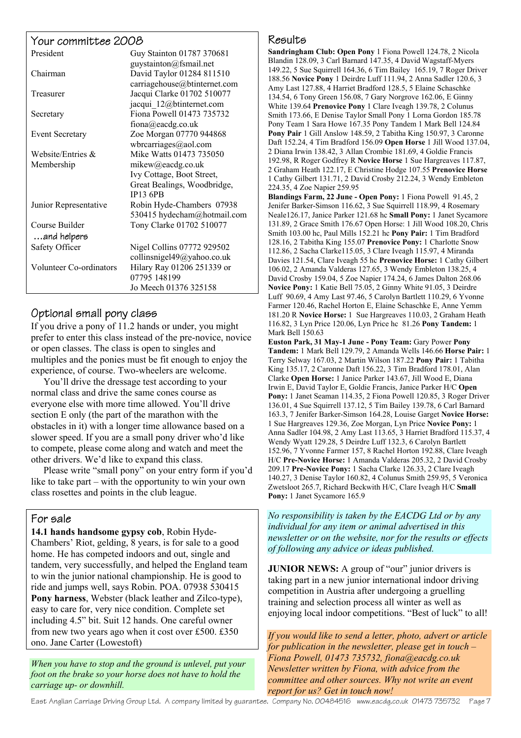## Your committee 2008

| | |
|---|---|
| President | Guy Stainton 01787 370681 guystainton@fsmail.net |
| Chairman | David Taylor 01284 811510 carriagehouse@btinternet.com |
| Treasurer | Jacqui Clarke 01702 510077 jacqui_12@btinternet.com |
| Secretary | Fiona Powell 01473 735732 fiona@eacdg.co.uk |
| Event Secretary | Zoe Morgan 07770 944868 wbrcarriages@aol.com |
| Website/Entries & Membership | Mike Watts 01473 735050 mikew@eacdg.co.uk Ivy Cottage, Boot Street, Great Bealings, Woodbridge, IP13 6PB |
| Junior Representative | Robin Hyde-Chambers 07938 530415 hydecham@hotmail.com |
| Course Builder | Tony Clarke 01702 510077 |
| …and helpers | |
| Safety Officer | Nigel Collins 07772 929502 collinsnigel49@yahoo.co.uk |
| Volunteer Co-ordinators | Hilary Ray 01206 251339 or 07795 148199 Jo Meech 01376 325158 |

## Optional small pony class

If you drive a pony of 11.2 hands or under, you might prefer to enter this class instead of the pre-novice, novice or open classes. The class is open to singles and multiples and the ponies must be fit enough to enjoy the experience, of course. Two-wheelers are welcome.

You'll drive the dressage test according to your normal class and drive the same cones course as everyone else with more time allowed. You'll drive section E only (the part of the marathon with the obstacles in it) with a longer time allowance based on a slower speed. If you are a small pony driver who'd like to compete, please come along and watch and meet the other drivers. We'd like to expand this class.

Please write "small pony" on your entry form if you'd like to take part – with the opportunity to win your own class rosettes and points in the club league.

## For sale

**14.1 hands handsome gypsy cob**, Robin Hyde-Chambers' Riot, gelding, 8 years, is for sale to a good home. He has competed indoors and out, single and tandem, very successfully, and helped the England team to win the junior national championship. He is good to ride and jumps well, says Robin. POA. 07938 530415
**Pony harness**, Webster (black leather and Zilco-type), easy to care for, very nice condition. Complete set including 4.5" bit. Suit 12 hands. One careful owner from new two years ago when it cost over £500. £350 ono. Jane Carter (Lowestoft)

*When you have to stop and the ground is unlevel, put your foot on the brake so your horse does not have to hold the carriage up- or downhill.*

## Results

**Sandringham Club: Open Pony** 1 Fiona Powell 124.78, 2 Nicola Blandin 128.09, 3 Carl Barnard 147.35, 4 David Wagstaff-Myers 149.22, 5 Sue Squirrell 164.36, 6 Tim Bailey 165.19, 7 Roger Driver 188.56 **Novice Pony** 1 Deirdre Luff 111.94, 2 Anna Sadler 120.6, 3 Amy Last 127.88, 4 Harriet Bradford 128.5, 5 Elaine Schaschke 134.54, 6 Tony Green 156.08, 7 Gary Norgrove 162.06, E Ginny White 139.64 **Prenovice Pony** 1 Clare Iveagh 139.78, 2 Colunus Smith 173.66, E Denise Taylor Small Pony 1 Lorna Gordon 185.78 Pony Team 1 Sara Howe 167.35 Pony Tandem 1 Mark Bell 124.84 **Pony Pair** 1 Gill Anslow 148.59, 2 Tabitha King 150.97, 3 Caronne Daft 152.24, 4 Tim Bradford 156.09 **Open Horse** 1 Jill Wood 137.04, 2 Diana Irwin 138.42, 3 Allan Crombie 181.69, 4 Goldie Francis 192.98, R Roger Godfrey R **Novice Horse** 1 Sue Hargreaves 117.87, 2 Graham Heath 122.17, E Christine Hodge 107.55 **Prenovice Horse** 1 Cathy Gilbert 131.71, 2 David Crosby 212.24, 3 Wendy Embleton 224.35, 4 Zoe Napier 259.95

**Blandings Farm, 22 June - Open Pony:** 1 Fiona Powell 91.45, 2 Jenifer Barker-Simson 116.62, 3 Sue Squirrell 118.99, 4 Rosemary Neale126.17, Janice Parker 121.68 hc **Small Pony:** 1 Janet Sycamore 131.89, 2 Grace Smith 176.67 Open Horse: 1 Jill Wood 108.20, Chris Smith 103.00 hc, Paul Mills 152.21 hc **Pony Pair:** 1 Tim Bradford 128.16, 2 Tabitha King 155.07 **Prenovice Pony:** 1 Charlotte Snow 112.86, 2 Sacha Clarke115.05, 3 Clare Iveagh 115.97, 4 Miranda Davies 121.54, Clare Iveagh 55 hc **Prenovice Horse:** 1 Cathy Gilbert 106.02, 2 Amanda Valderas 127.65, 3 Wendy Embleton 138.25, 4 David Crosby 159.04, 5 Zoe Napier 174.24, 6 James Dalton 268.06 **Novice Pony:** 1 Katie Bell 75.05, 2 Ginny White 91.05, 3 Deirdre Luff 90.69, 4 Amy Last 97.46, 5 Carolyn Bartlett 110.29, 6 Yvonne Farmer 120.46, Rachel Horton E, Elaine Schaschke E, Anne Yemm 181.20 R **Novice Horse:** 1 Sue Hargreaves 110.03, 2 Graham Heath 116.82, 3 Lyn Price 120.06, Lyn Price hc 81.26 **Pony Tandem:** 1 Mark Bell 150.63

**Euston Park, 31 May-1 June - Pony Team:** Gary Power **Pony Tandem:** 1 Mark Bell 129.79, 2 Amanda Wells 146.66 **Horse Pair:** 1 Terry Selway 167.03, 2 Martin Wilson 187.22 **Pony Pair:** 1 Tabitha King 135.17, 2 Caronne Daft 156.22, 3 Tim Bradford 178.01, Alan Clarke **Open Horse:** 1 Janice Parker 143.67, Jill Wood E, Diana Irwin E, David Taylor E, Goldie Francis, Janice Parker H/C **Open Pony:** 1 Janet Seaman 114.35, 2 Fiona Powell 120.85, 3 Roger Driver 136.01, 4 Sue Squirrell 137.12, 5 Tim Bailey 139.78, 6 Carl Barnard 163.3, 7 Jenifer Barker-Simson 164.28, Louise Garget **Novice Horse:** 1 Sue Hargreaves 129.36, Zoe Morgan, Lyn Price **Novice Pony:** 1 Anna Sadler 104.98, 2 Amy Last 113.65, 3 Harriet Bradford 115.37, 4 Wendy Wyatt 129.28, 5 Deirdre Luff 132.3, 6 Carolyn Bartlett 152.96, 7 Yvonne Farmer 157, 8 Rachel Horton 192.88, Clare Iveagh H/C **Pre-Novice Horse:** 1 Amanda Valderas 205.32, 2 David Crosby 209.17 **Pre-Novice Pony:** 1 Sacha Clarke 126.33, 2 Clare Iveagh 140.27, 3 Denise Taylor 160.82, 4 Colunus Smith 259.95, 5 Veronica Zwetsloot 265.7, Richard Beckwith H/C, Clare Iveagh H/C **Small Pony:** 1 Janet Sycamore 165.9

*No responsibility is taken by the EACDG Ltd or by any individual for any item or animal advertised in this newsletter or on the website, nor for the results or effects of following any advice or ideas published.*

**JUNIOR NEWS:** A group of "our" junior drivers is taking part in a new junior international indoor driving competition in Austria after undergoing a gruelling training and selection process all winter as well as enjoying local indoor competitions. "Best of luck" to all!

*If you would like to send a letter, photo, advert or article for publication in the newsletter, please get in touch – Fiona Powell, 01473 735732, fiona@eacdg.co.uk Newsletter written by Fiona, with advice from the committee and other sources. Why not write an event report for us? Get in touch now!*

East Anglian Carriage Driving Group Ltd. A company limited by guarantee. Company No. 00484516 www.eacdg.co.uk 01473 735732